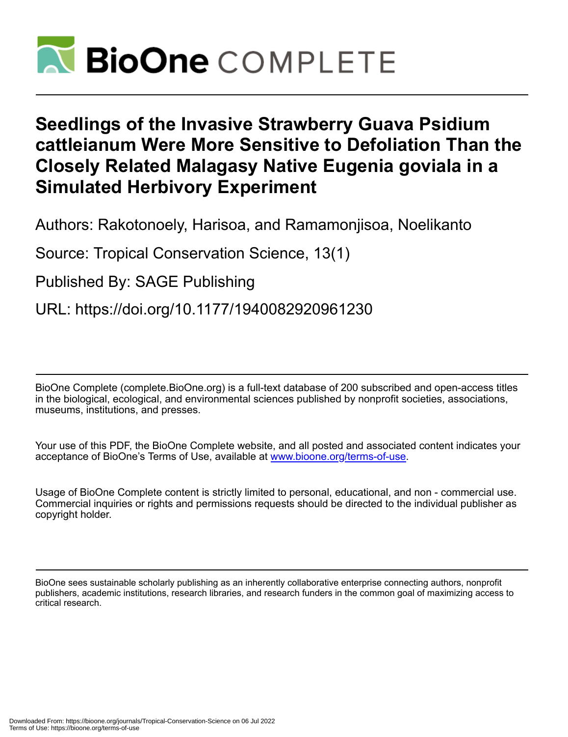# Seedlings of the Invasive Strawberry Guava Psidium cattleianum Were More Sensitive to Defoliation Than the Closely Related Malagasy Native Eugenia goviala in a Simulated Herbivory Experiment

Authors: Rakotonoely, Harisoa, and Ramamonjisoa, Noelikanto

Source: Tropical Conservation Science, 13(1)

Published By: SAGE Publishing

URL: https://doi.org/10.1177/1940082920961230

---

BioOne Complete (complete.BioOne.org) is a full-text database of 200 subscribed and open-access titles in the biological, ecological, and environmental sciences published by nonprofit societies, associations, museums, institutions, and presses.

Your use of this PDF, the BioOne Complete website, and all posted and associated content indicates your acceptance of BioOne's Terms of Use, available at [www.bioone.org/terms-of-use](www.bioone.org/terms-of-use).

Usage of BioOne Complete content is strictly limited to personal, educational, and non - commercial use. Commercial inquiries or rights and permissions requests should be directed to the individual publisher as copyright holder.

---

BioOne sees sustainable scholarly publishing as an inherently collaborative enterprise connecting authors, nonprofit publishers, academic institutions, research libraries, and research funders in the common goal of maximizing access to critical research.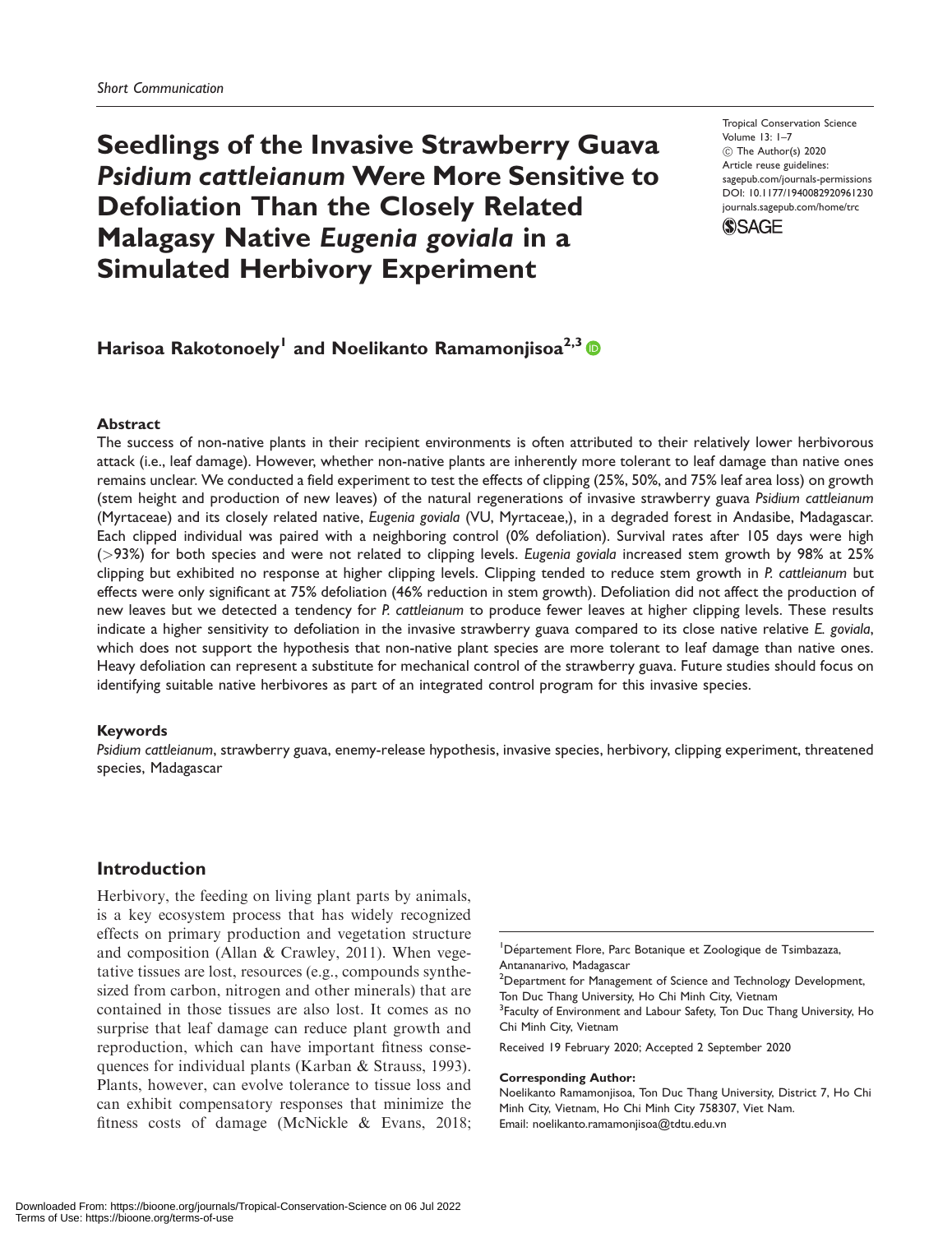Short Communication

# Seedlings of the Invasive Strawberry Guava *Psidium cattleianum* Were More Sensitive to Defoliation Than the Closely Related Malagasy Native *Eugenia goviala* in a Simulated Herbivory Experiment

Tropical Conservation Science
Volume 13: 1–7
© The Author(s) 2020
Article reuse guidelines:
sagepub.com/journals-permissions
DOI: 10.1177/1940082920961230
journals.sagepub.com/home/trc

**Harisoa Rakotonoely[1] and Noelikanto Ramamonjisoa[2,3]**

## Abstract

The success of non-native plants in their recipient environments is often attributed to their relatively lower herbivorous attack (i.e., leaf damage). However, whether non-native plants are inherently more tolerant to leaf damage than native ones remains unclear. We conducted a field experiment to test the effects of clipping (25%, 50%, and 75% leaf area loss) on growth (stem height and production of new leaves) of the natural regenerations of invasive strawberry guava *Psidium cattleianum* (Myrtaceae) and its closely related native, *Eugenia goviala* (VU, Myrtaceae,), in a degraded forest in Andasibe, Madagascar. Each clipped individual was paired with a neighboring control (0% defoliation). Survival rates after 105 days were high (>93%) for both species and were not related to clipping levels. *Eugenia goviala* increased stem growth by 98% at 25% clipping but exhibited no response at higher clipping levels. Clipping tended to reduce stem growth in *P. cattleianum* but effects were only significant at 75% defoliation (46% reduction in stem growth). Defoliation did not affect the production of new leaves but we detected a tendency for *P. cattleianum* to produce fewer leaves at higher clipping levels. These results indicate a higher sensitivity to defoliation in the invasive strawberry guava compared to its close native relative *E. goviala*, which does not support the hypothesis that non-native plant species are more tolerant to leaf damage than native ones. Heavy defoliation can represent a substitute for mechanical control of the strawberry guava. Future studies should focus on identifying suitable native herbivores as part of an integrated control program for this invasive species.

### Keywords

*Psidium cattleianum*, strawberry guava, enemy-release hypothesis, invasive species, herbivory, clipping experiment, threatened species, Madagascar

## Introduction

Herbivory, the feeding on living plant parts by animals, is a key ecosystem process that has widely recognized effects on primary production and vegetation structure and composition (Allan & Crawley, 2011). When vegetative tissues are lost, resources (e.g., compounds synthesized from carbon, nitrogen and other minerals) that are contained in those tissues are also lost. It comes as no surprise that leaf damage can reduce plant growth and reproduction, which can have important fitness consequences for individual plants (Karban & Strauss, 1993). Plants, however, can evolve tolerance to tissue loss and can exhibit compensatory responses that minimize the fitness costs of damage (McNickle & Evans, 2018;

[1] Département Flore, Parc Botanique et Zoologique de Tsimbazaza, Antananarivo, Madagascar
[2] Department for Management of Science and Technology Development, Ton Duc Thang University, Ho Chi Minh City, Vietnam
[3] Faculty of Environment and Labour Safety, Ton Duc Thang University, Ho Chi Minh City, Vietnam

Received 19 February 2020; Accepted 2 September 2020

**Corresponding Author:**
Noelikanto Ramamonjisoa, Ton Duc Thang University, District 7, Ho Chi Minh City, Vietnam, Ho Chi Minh City 758307, Viet Nam.
Email: noelikanto.ramamonjisoa@tdtu.edu.vn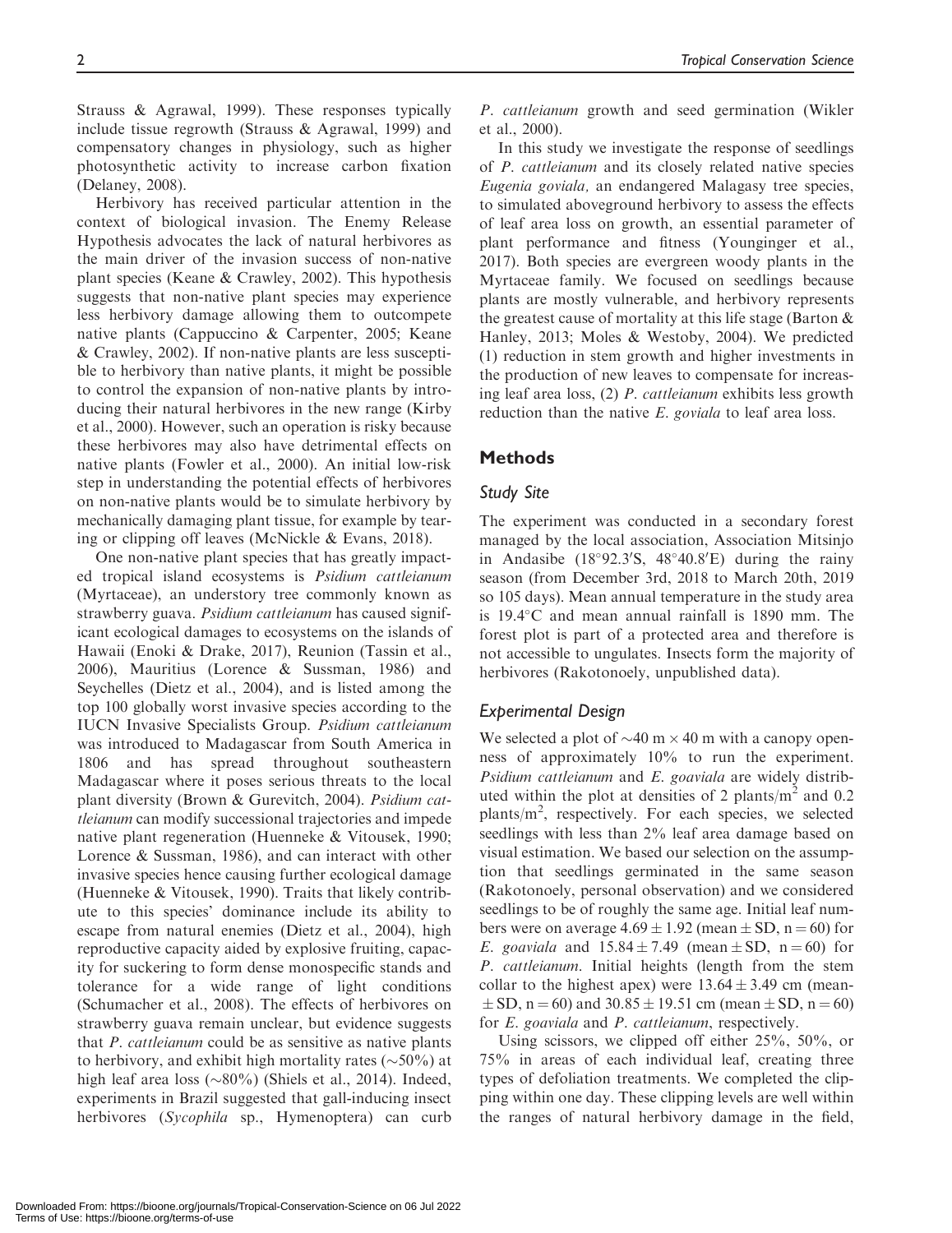Strauss & Agrawal, 1999). These responses typically include tissue regrowth (Strauss & Agrawal, 1999) and compensatory changes in physiology, such as higher photosynthetic activity to increase carbon fixation (Delaney, 2008).

Herbivory has received particular attention in the context of biological invasion. The Enemy Release Hypothesis advocates the lack of natural herbivores as the main driver of the invasion success of non-native plant species (Keane & Crawley, 2002). This hypothesis suggests that non-native plant species may experience less herbivory damage allowing them to outcompete native plants (Cappuccino & Carpenter, 2005; Keane & Crawley, 2002). If non-native plants are less susceptible to herbivory than native plants, it might be possible to control the expansion of non-native plants by introducing their natural herbivores in the new range (Kirby et al., 2000). However, such an operation is risky because these herbivores may also have detrimental effects on native plants (Fowler et al., 2000). An initial low-risk step in understanding the potential effects of herbivores on non-native plants would be to simulate herbivory by mechanically damaging plant tissue, for example by tearing or clipping off leaves (McNickle & Evans, 2018).

One non-native plant species that has greatly impacted tropical island ecosystems is *Psidium cattleianum* (Myrtaceae), an understory tree commonly known as strawberry guava. *Psidium cattleianum* has caused significant ecological damages to ecosystems on the islands of Hawaii (Enoki & Drake, 2017), Reunion (Tassin et al., 2006), Mauritius (Lorence & Sussman, 1986) and Seychelles (Dietz et al., 2004), and is listed among the top 100 globally worst invasive species according to the IUCN Invasive Specialists Group. *Psidium cattleianum* was introduced to Madagascar from South America in 1806 and has spread throughout southeastern Madagascar where it poses serious threats to the local plant diversity (Brown & Gurevitch, 2004). *Psidium cattleianum* can modify successional trajectories and impede native plant regeneration (Huenneke & Vitousek, 1990; Lorence & Sussman, 1986), and can interact with other invasive species hence causing further ecological damage (Huenneke & Vitousek, 1990). Traits that likely contribute to this species' dominance include its ability to escape from natural enemies (Dietz et al., 2004), high reproductive capacity aided by explosive fruiting, capacity for suckering to form dense monospecific stands and tolerance for a wide range of light conditions (Schumacher et al., 2008). The effects of herbivores on strawberry guava remain unclear, but evidence suggests that *P. cattleianum* could be as sensitive as native plants to herbivory, and exhibit high mortality rates (~50%) at high leaf area loss (~80%) (Shiels et al., 2014). Indeed, experiments in Brazil suggested that gall-inducing insect herbivores (*Sycophila* sp., Hymenoptera) can curb *P. cattleianum* growth and seed germination (Wikler et al., 2000).

In this study we investigate the response of seedlings of *P. cattleianum* and its closely related native species *Eugenia goviala,* an endangered Malagasy tree species, to simulated aboveground herbivory to assess the effects of leaf area loss on growth, an essential parameter of plant performance and fitness (Younginger et al., 2017). Both species are evergreen woody plants in the Myrtaceae family. We focused on seedlings because plants are mostly vulnerable, and herbivory represents the greatest cause of mortality at this life stage (Barton & Hanley, 2013; Moles & Westoby, 2004). We predicted (1) reduction in stem growth and higher investments in the production of new leaves to compensate for increasing leaf area loss, (2) *P. cattleianum* exhibits less growth reduction than the native *E. goviala* to leaf area loss.

## Methods

### Study Site

The experiment was conducted in a secondary forest managed by the local association, Association Mitsinjo in Andasibe (18°92.3′S, 48°40.8′E) during the rainy season (from December 3rd, 2018 to March 20th, 2019 so 105 days). Mean annual temperature in the study area is 19.4°C and mean annual rainfall is 1890 mm. The forest plot is part of a protected area and therefore is not accessible to ungulates. Insects form the majority of herbivores (Rakotonoely, unpublished data).

### Experimental Design

We selected a plot of ~40 m × 40 m with a canopy openness of approximately 10% to run the experiment. *Psidium cattleianum* and *E. goaviala* are widely distributed within the plot at densities of 2 plants/m$^2$ and 0.2 plants/m$^2$, respectively. For each species, we selected seedlings with less than 2% leaf area damage based on visual estimation. We based our selection on the assumption that seedlings germinated in the same season (Rakotonoely, personal observation) and we considered seedlings to be of roughly the same age. Initial leaf numbers were on average $4.69 \pm 1.92$ (mean ± SD, $n = 60$) for *E. goaviala* and $15.84 \pm 7.49$ (mean ± SD, $n = 60$) for *P. cattleianum*. Initial heights (length from the stem collar to the highest apex) were $13.64 \pm 3.49$ cm (mean ± SD, $n = 60$) and $30.85 \pm 19.51$ cm (mean ± SD, $n = 60$) for *E. goaviala* and *P. cattleianum*, respectively.

Using scissors, we clipped off either 25%, 50%, or 75% in areas of each individual leaf, creating three types of defoliation treatments. We completed the clipping within one day. These clipping levels are well within the ranges of natural herbivory damage in the field,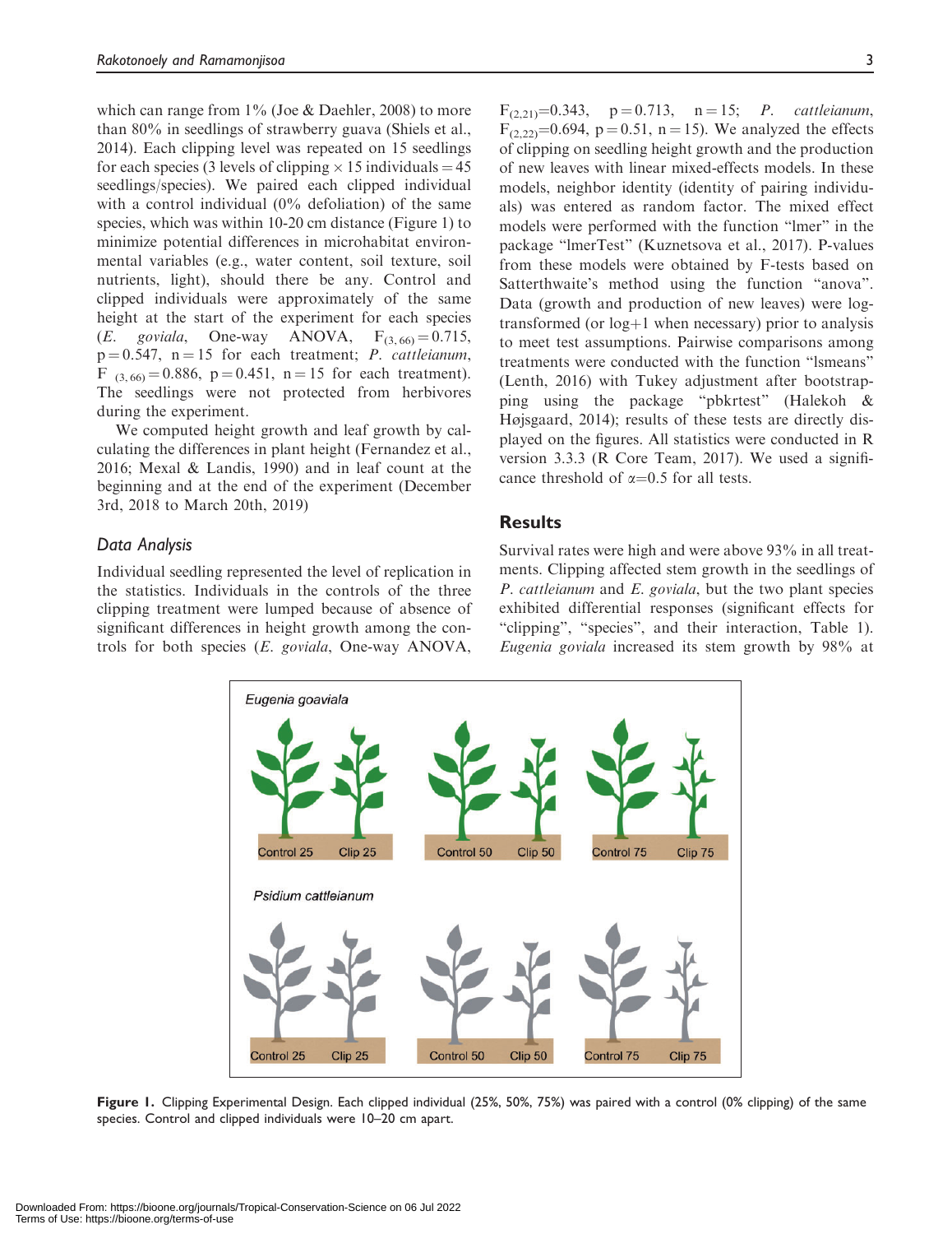which can range from 1% (Joe & Daehler, 2008) to more than 80% in seedlings of strawberry guava (Shiels et al., 2014). Each clipping level was repeated on 15 seedlings for each species (3 levels of clipping × 15 individuals = 45 seedlings/species). We paired each clipped individual with a control individual (0% defoliation) of the same species, which was within 10-20 cm distance (Figure 1) to minimize potential differences in microhabitat environmental variables (e.g., water content, soil texture, soil nutrients, light), should there be any. Control and clipped individuals were approximately of the same height at the start of the experiment for each species (*E. goviala*, One-way ANOVA, $F_{(3, 66)} = 0.715$, $p = 0.547$, $n = 15$ for each treatment; *P. cattleianum*, $F_{(3, 66)} = 0.886$, $p = 0.451$, $n = 15$ for each treatment). The seedlings were not protected from herbivores during the experiment.

We computed height growth and leaf growth by calculating the differences in plant height (Fernandez et al., 2016; Mexal & Landis, 1990) and in leaf count at the beginning and at the end of the experiment (December 3rd, 2018 to March 20th, 2019)

### Data Analysis

Individual seedling represented the level of replication in the statistics. Individuals in the controls of the three clipping treatment were lumped because of absence of significant differences in height growth among the controls for both species (*E. goviala*, One-way ANOVA, $F_{(2,21)} = 0.343$, $p = 0.713$, $n = 15$; *P. cattleianum*, $F_{(2,22)} = 0.694$, $p = 0.51$, $n = 15$). We analyzed the effects of clipping on seedling height growth and the production of new leaves with linear mixed-effects models. In these models, neighbor identity (identity of pairing individuals) was entered as random factor. The mixed effect models were performed with the function "lmer" in the package "lmerTest" (Kuznetsova et al., 2017). P-values from these models were obtained by F-tests based on Satterthwaite's method using the function "anova". Data (growth and production of new leaves) were log-transformed (or log+1 when necessary) prior to analysis to meet test assumptions. Pairwise comparisons among treatments were conducted with the function "lsmeans" (Lenth, 2016) with Tukey adjustment after bootstrapping using the package "pbkrtest" (Halekoh & Højsgaard, 2014); results of these tests are directly displayed on the figures. All statistics were conducted in R version 3.3.3 (R Core Team, 2017). We used a significance threshold of $\alpha = 0.5$ for all tests.

## Results

Survival rates were high and were above 93% in all treatments. Clipping affected stem growth in the seedlings of *P. cattleianum* and *E. goviala*, but the two plant species exhibited differential responses (significant effects for "clipping", "species", and their interaction, Table 1). *Eugenia goviala* increased its stem growth by 98% at

**Figure 1.** Clipping Experimental Design. Each clipped individual (25%, 50%, 75%) was paired with a control (0% clipping) of the same species. Control and clipped individuals were 10–20 cm apart.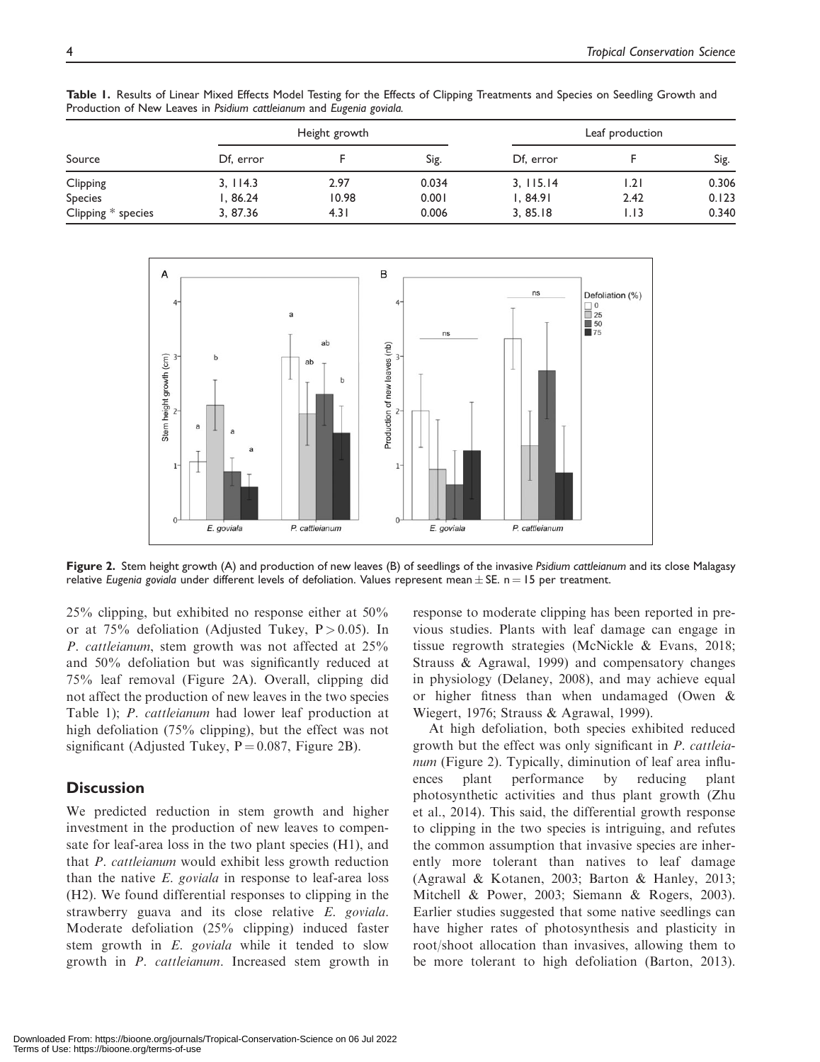**Table 1.** Results of Linear Mixed Effects Model Testing for the Effects of Clipping Treatments and Species on Seedling Growth and Production of New Leaves in *Psidium cattleianum* and *Eugenia goviala*.

| Source | Height growth | | | Leaf production | | |
|---|---|---|---|---|---|---|
| | Df, error | F | Sig. | Df, error | F | Sig. |
| Clipping | 3, 114.3 | 2.97 | 0.034 | 3, 115.14 | 1.21 | 0.306 |
| Species | 1, 86.24 | 10.98 | 0.001 | 1, 84.91 | 2.42 | 0.123 |
| Clipping * species | 3, 87.36 | 4.31 | 0.006 | 3, 85.18 | 1.13 | 0.340 |

**Figure 2.** Stem height growth (A) and production of new leaves (B) of seedlings of the invasive *Psidium cattleianum* and its close Malagasy relative *Eugenia goviala* under different levels of defoliation. Values represent mean ± SE. n = 15 per treatment.

25% clipping, but exhibited no response either at 50% or at 75% defoliation (Adjusted Tukey, $P > 0.05$). In *P. cattleianum*, stem growth was not affected at 25% and 50% defoliation but was significantly reduced at 75% leaf removal (Figure 2A). Overall, clipping did not affect the production of new leaves in the two species Table 1); *P. cattleianum* had lower leaf production at high defoliation (75% clipping), but the effect was not significant (Adjusted Tukey, $P = 0.087$, Figure 2B).

## Discussion

We predicted reduction in stem growth and higher investment in the production of new leaves to compensate for leaf-area loss in the two plant species (H1), and that *P. cattleianum* would exhibit less growth reduction than the native *E. goviala* in response to leaf-area loss (H2). We found differential responses to clipping in the strawberry guava and its close relative *E. goviala*. Moderate defoliation (25% clipping) induced faster stem growth in *E. goviala* while it tended to slow growth in *P. cattleianum*. Increased stem growth in response to moderate clipping has been reported in previous studies. Plants with leaf damage can engage in tissue regrowth strategies (McNickle & Evans, 2018; Strauss & Agrawal, 1999) and compensatory changes in physiology (Delaney, 2008), and may achieve equal or higher fitness than when undamaged (Owen & Wiegert, 1976; Strauss & Agrawal, 1999).

At high defoliation, both species exhibited reduced growth but the effect was only significant in *P. cattleianum* (Figure 2). Typically, diminution of leaf area influences plant performance by reducing plant photosynthetic activities and thus plant growth (Zhu et al., 2014). This said, the differential growth response to clipping in the two species is intriguing, and refutes the common assumption that invasive species are inherently more tolerant than natives to leaf damage (Agrawal & Kotanen, 2003; Barton & Hanley, 2013; Mitchell & Power, 2003; Siemann & Rogers, 2003). Earlier studies suggested that some native seedlings can have higher rates of photosynthesis and plasticity in root/shoot allocation than invasives, allowing them to be more tolerant to high defoliation (Barton, 2013).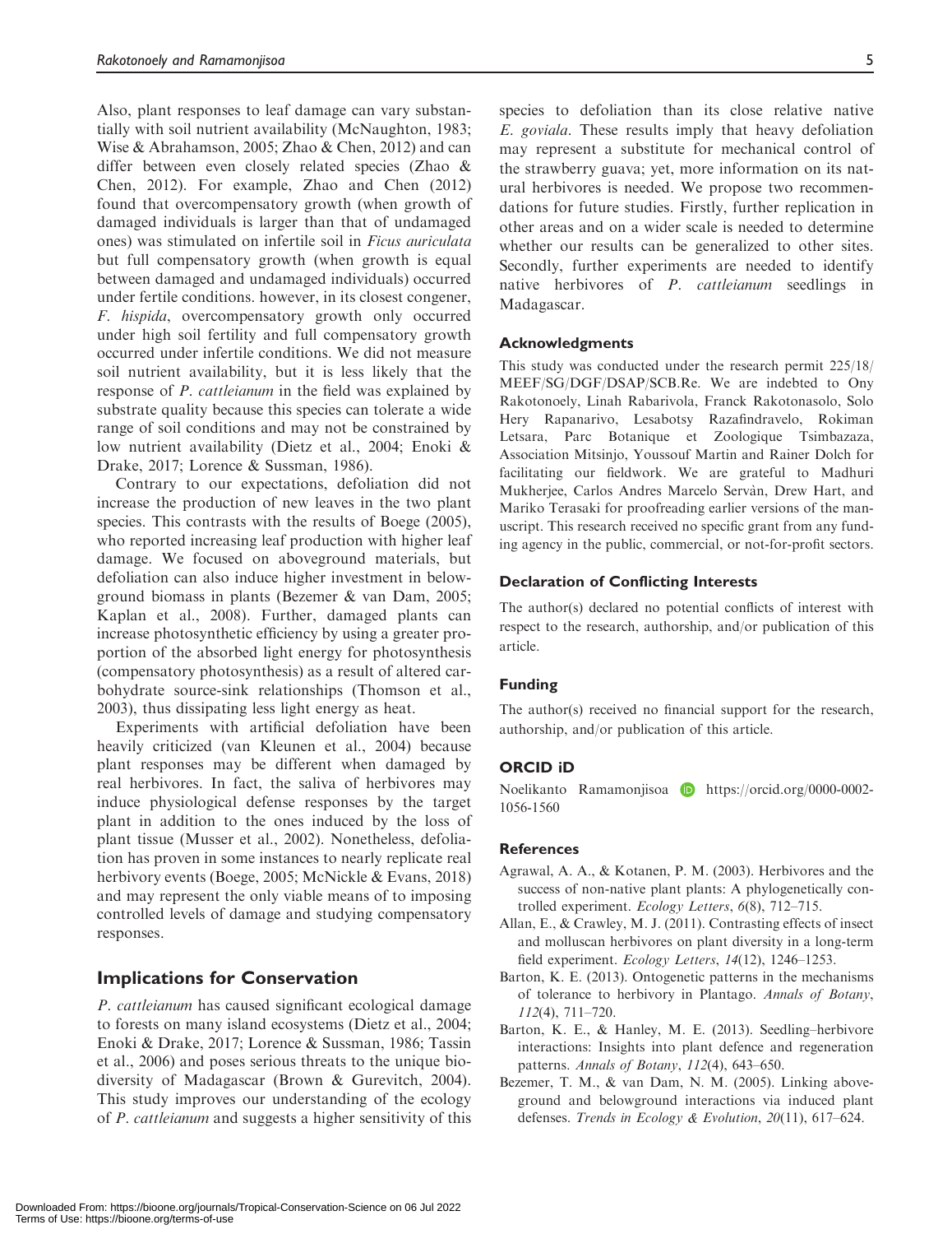Also, plant responses to leaf damage can vary substantially with soil nutrient availability (McNaughton, 1983; Wise & Abrahamson, 2005; Zhao & Chen, 2012) and can differ between even closely related species (Zhao & Chen, 2012). For example, Zhao and Chen (2012) found that overcompensatory growth (when growth of damaged individuals is larger than that of undamaged ones) was stimulated on infertile soil in *Ficus auriculata* but full compensatory growth (when growth is equal between damaged and undamaged individuals) occurred under fertile conditions. however, in its closest congener, *F. hispida*, overcompensatory growth only occurred under high soil fertility and full compensatory growth occurred under infertile conditions. We did not measure soil nutrient availability, but it is less likely that the response of *P. cattleianum* in the field was explained by substrate quality because this species can tolerate a wide range of soil conditions and may not be constrained by low nutrient availability (Dietz et al., 2004; Enoki & Drake, 2017; Lorence & Sussman, 1986).

Contrary to our expectations, defoliation did not increase the production of new leaves in the two plant species. This contrasts with the results of Boege (2005), who reported increasing leaf production with higher leaf damage. We focused on aboveground materials, but defoliation can also induce higher investment in belowground biomass in plants (Bezemer & van Dam, 2005; Kaplan et al., 2008). Further, damaged plants can increase photosynthetic efficiency by using a greater proportion of the absorbed light energy for photosynthesis (compensatory photosynthesis) as a result of altered carbohydrate source-sink relationships (Thomson et al., 2003), thus dissipating less light energy as heat.

Experiments with artificial defoliation have been heavily criticized (van Kleunen et al., 2004) because plant responses may be different when damaged by real herbivores. In fact, the saliva of herbivores may induce physiological defense responses by the target plant in addition to the ones induced by the loss of plant tissue (Musser et al., 2002). Nonetheless, defoliation has proven in some instances to nearly replicate real herbivory events (Boege, 2005; McNickle & Evans, 2018) and may represent the only viable means of to imposing controlled levels of damage and studying compensatory responses.

## Implications for Conservation

*P. cattleianum* has caused significant ecological damage to forests on many island ecosystems (Dietz et al., 2004; Enoki & Drake, 2017; Lorence & Sussman, 1986; Tassin et al., 2006) and poses serious threats to the unique biodiversity of Madagascar (Brown & Gurevitch, 2004). This study improves our understanding of the ecology of *P. cattleianum* and suggests a higher sensitivity of this species to defoliation than its close relative native *E. goviala*. These results imply that heavy defoliation may represent a substitute for mechanical control of the strawberry guava; yet, more information on its natural herbivores is needed. We propose two recommendations for future studies. Firstly, further replication in other areas and on a wider scale is needed to determine whether our results can be generalized to other sites. Secondly, further experiments are needed to identify native herbivores of *P. cattleianum* seedlings in Madagascar.

### Acknowledgments

This study was conducted under the research permit 225/18/MEEF/SG/DGF/DSAP/SCB.Re. We are indebted to Ony Rakotonoely, Linah Rabarivola, Franck Rakotonasolo, Solo Hery Rapanarivo, Lesabotsy Razafindravelo, Rokiman Letsara, Parc Botanique et Zoologique Tsimbazaza, Association Mitsinjo, Youssouf Martin and Rainer Dolch for facilitating our fieldwork. We are grateful to Madhuri Mukherjee, Carlos Andres Marcelo Servàn, Drew Hart, and Mariko Terasaki for proofreading earlier versions of the manuscript. This research received no specific grant from any funding agency in the public, commercial, or not-for-profit sectors.

### Declaration of Conflicting Interests

The author(s) declared no potential conflicts of interest with respect to the research, authorship, and/or publication of this article.

### Funding

The author(s) received no financial support for the research, authorship, and/or publication of this article.

### ORCID iD

Noelikanto Ramamonjisoa https://orcid.org/0000-0002-1056-1560

### References

Agrawal, A. A., & Kotanen, P. M. (2003). Herbivores and the success of non-native plant plants: A phylogenetically controlled experiment. *Ecology Letters*, *6*(8), 712–715.

Allan, E., & Crawley, M. J. (2011). Contrasting effects of insect and molluscan herbivores on plant diversity in a long-term field experiment. *Ecology Letters*, *14*(12), 1246–1253.

Barton, K. E. (2013). Ontogenetic patterns in the mechanisms of tolerance to herbivory in Plantago. *Annals of Botany*, *112*(4), 711–720.

Barton, K. E., & Hanley, M. E. (2013). Seedling–herbivore interactions: Insights into plant defence and regeneration patterns. *Annals of Botany*, *112*(4), 643–650.

Bezemer, T. M., & van Dam, N. M. (2005). Linking aboveground and belowground interactions via induced plant defenses. *Trends in Ecology & Evolution*, *20*(11), 617–624.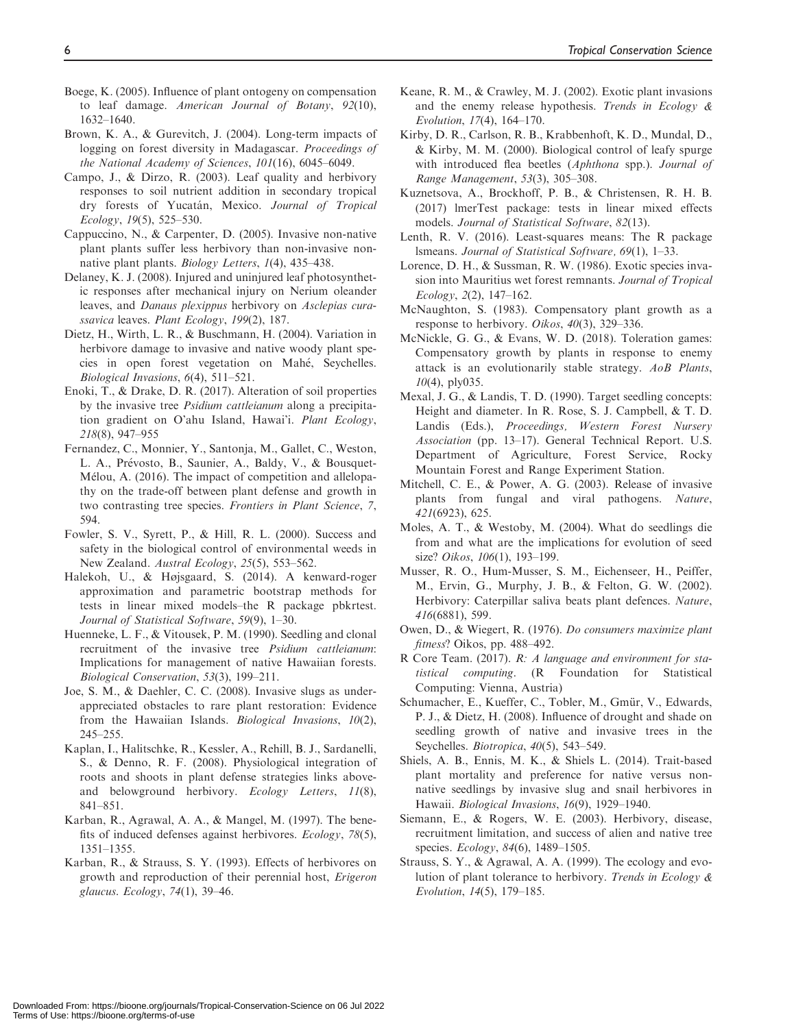Boege, K. (2005). Influence of plant ontogeny on compensation to leaf damage. *American Journal of Botany*, *92*(10), 1632–1640.

Brown, K. A., & Gurevitch, J. (2004). Long-term impacts of logging on forest diversity in Madagascar. *Proceedings of the National Academy of Sciences*, *101*(16), 6045–6049.

Campo, J., & Dirzo, R. (2003). Leaf quality and herbivory responses to soil nutrient addition in secondary tropical dry forests of Yucatán, Mexico. *Journal of Tropical Ecology*, *19*(5), 525–530.

Cappuccino, N., & Carpenter, D. (2005). Invasive non-native plant plants suffer less herbivory than non-invasive non-native plant plants. *Biology Letters*, *1*(4), 435–438.

Delaney, K. J. (2008). Injured and uninjured leaf photosynthetic responses after mechanical injury on Nerium oleander leaves, and *Danaus plexippus* herbivory on *Asclepias curassavica* leaves. *Plant Ecology*, *199*(2), 187.

Dietz, H., Wirth, L. R., & Buschmann, H. (2004). Variation in herbivore damage to invasive and native woody plant species in open forest vegetation on Mahé, Seychelles. *Biological Invasions*, *6*(4), 511–521.

Enoki, T., & Drake, D. R. (2017). Alteration of soil properties by the invasive tree *Psidium cattleianum* along a precipitation gradient on O'ahu Island, Hawai'i. *Plant Ecology*, *218*(8), 947–955

Fernandez, C., Monnier, Y., Santonja, M., Gallet, C., Weston, L. A., Prévosto, B., Saunier, A., Baldy, V., & Bousquet-Mélou, A. (2016). The impact of competition and allelopathy on the trade-off between plant defense and growth in two contrasting tree species. *Frontiers in Plant Science*, *7*, 594.

Fowler, S. V., Syrett, P., & Hill, R. L. (2000). Success and safety in the biological control of environmental weeds in New Zealand. *Austral Ecology*, *25*(5), 553–562.

Halekoh, U., & Højsgaard, S. (2014). A kenward-roger approximation and parametric bootstrap methods for tests in linear mixed models–the R package pbkrtest. *Journal of Statistical Software*, *59*(9), 1–30.

Huenneke, L. F., & Vitousek, P. M. (1990). Seedling and clonal recruitment of the invasive tree *Psidium cattleianum*: Implications for management of native Hawaiian forests. *Biological Conservation*, *53*(3), 199–211.

Joe, S. M., & Daehler, C. C. (2008). Invasive slugs as under-appreciated obstacles to rare plant restoration: Evidence from the Hawaiian Islands. *Biological Invasions*, *10*(2), 245–255.

Kaplan, I., Halitschke, R., Kessler, A., Rehill, B. J., Sardanelli, S., & Denno, R. F. (2008). Physiological integration of roots and shoots in plant defense strategies links above- and belowground herbivory. *Ecology Letters*, *11*(8), 841–851.

Karban, R., Agrawal, A. A., & Mangel, M. (1997). The benefits of induced defenses against herbivores. *Ecology*, *78*(5), 1351–1355.

Karban, R., & Strauss, S. Y. (1993). Effects of herbivores on growth and reproduction of their perennial host, *Erigeron glaucus*. *Ecology*, *74*(1), 39–46.

Keane, R. M., & Crawley, M. J. (2002). Exotic plant invasions and the enemy release hypothesis. *Trends in Ecology & Evolution*, *17*(4), 164–170.

Kirby, D. R., Carlson, R. B., Krabbenhoft, K. D., Mundal, D., & Kirby, M. M. (2000). Biological control of leafy spurge with introduced flea beetles (*Aphthona* spp.). *Journal of Range Management*, *53*(3), 305–308.

Kuznetsova, A., Brockhoff, P. B., & Christensen, R. H. B. (2017) lmerTest package: tests in linear mixed effects models. *Journal of Statistical Software*, *82*(13).

Lenth, R. V. (2016). Least-squares means: The R package lsmeans. *Journal of Statistical Software, 69*(1), 1–33.

Lorence, D. H., & Sussman, R. W. (1986). Exotic species invasion into Mauritius wet forest remnants. *Journal of Tropical Ecology*, *2*(2), 147–162.

McNaughton, S. (1983). Compensatory plant growth as a response to herbivory. *Oikos*, *40*(3), 329–336.

McNickle, G. G., & Evans, W. D. (2018). Toleration games: Compensatory growth by plants in response to enemy attack is an evolutionarily stable strategy. *AoB Plants*, *10*(4), ply035.

Mexal, J. G., & Landis, T. D. (1990). Target seedling concepts: Height and diameter. In R. Rose, S. J. Campbell, & T. D. Landis (Eds.), *Proceedings, Western Forest Nursery Association* (pp. 13–17). General Technical Report. U.S. Department of Agriculture, Forest Service, Rocky Mountain Forest and Range Experiment Station.

Mitchell, C. E., & Power, A. G. (2003). Release of invasive plants from fungal and viral pathogens. *Nature*, *421*(6923), 625.

Moles, A. T., & Westoby, M. (2004). What do seedlings die from and what are the implications for evolution of seed size? *Oikos*, *106*(1), 193–199.

Musser, R. O., Hum-Musser, S. M., Eichenseer, H., Peiffer, M., Ervin, G., Murphy, J. B., & Felton, G. W. (2002). Herbivory: Caterpillar saliva beats plant defences. *Nature*, *416*(6881), 599.

Owen, D., & Wiegert, R. (1976). *Do consumers maximize plant fitness*? Oikos, pp. 488–492.

R Core Team. (2017). *R: A language and environment for statistical computing*. (R Foundation for Statistical Computing: Vienna, Austria)

Schumacher, E., Kueffer, C., Tobler, M., Gmür, V., Edwards, P. J., & Dietz, H. (2008). Influence of drought and shade on seedling growth of native and invasive trees in the Seychelles. *Biotropica*, *40*(5), 543–549.

Shiels, A. B., Ennis, M. K., & Shiels L. (2014). Trait-based plant mortality and preference for native versus non-native seedlings by invasive slug and snail herbivores in Hawaii. *Biological Invasions*, *16*(9), 1929–1940.

Siemann, E., & Rogers, W. E. (2003). Herbivory, disease, recruitment limitation, and success of alien and native tree species. *Ecology*, *84*(6), 1489–1505.

Strauss, S. Y., & Agrawal, A. A. (1999). The ecology and evolution of plant tolerance to herbivory. *Trends in Ecology & Evolution*, *14*(5), 179–185.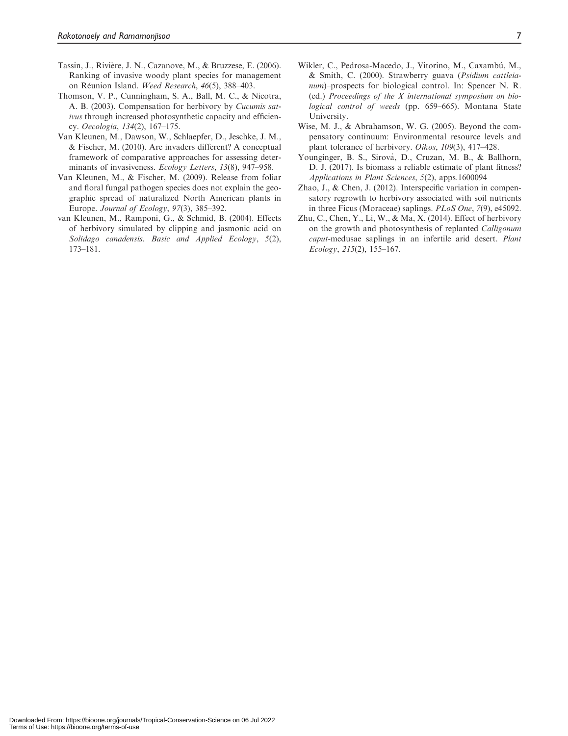Tassin, J., Rivière, J. N., Cazanove, M., & Bruzzese, E. (2006). Ranking of invasive woody plant species for management on Réunion Island. *Weed Research*, *46*(5), 388–403.

Thomson, V. P., Cunningham, S. A., Ball, M. C., & Nicotra, A. B. (2003). Compensation for herbivory by *Cucumis sativus* through increased photosynthetic capacity and efficiency. *Oecologia*, *134*(2), 167–175.

Van Kleunen, M., Dawson, W., Schlaepfer, D., Jeschke, J. M., & Fischer, M. (2010). Are invaders different? A conceptual framework of comparative approaches for assessing determinants of invasiveness. *Ecology Letters*, *13*(8), 947–958.

Van Kleunen, M., & Fischer, M. (2009). Release from foliar and floral fungal pathogen species does not explain the geographic spread of naturalized North American plants in Europe. *Journal of Ecology*, *97*(3), 385–392.

van Kleunen, M., Ramponi, G., & Schmid, B. (2004). Effects of herbivory simulated by clipping and jasmonic acid on *Solidago canadensis*. *Basic and Applied Ecology*, *5*(2), 173–181.

Wikler, C., Pedrosa-Macedo, J., Vitorino, M., Caxambú, M., & Smith, C. (2000). Strawberry guava (*Psidium cattleianum*)–prospects for biological control. In: Spencer N. R. (ed.) *Proceedings of the X international symposium on biological control of weeds* (pp. 659–665). Montana State University.

Wise, M. J., & Abrahamson, W. G. (2005). Beyond the compensatory continuum: Environmental resource levels and plant tolerance of herbivory. *Oikos*, *109*(3), 417–428.

Younginger, B. S., Sirová, D., Cruzan, M. B., & Ballhorn, D. J. (2017). Is biomass a reliable estimate of plant fitness? *Applications in Plant Sciences*, *5*(2), apps.1600094

Zhao, J., & Chen, J. (2012). Interspecific variation in compensatory regrowth to herbivory associated with soil nutrients in three Ficus (Moraceae) saplings. *PLoS One*, *7*(9), e45092.

Zhu, C., Chen, Y., Li, W., & Ma, X. (2014). Effect of herbivory on the growth and photosynthesis of replanted *Calligonum caput*-medusae saplings in an infertile arid desert. *Plant Ecology*, *215*(2), 155–167.